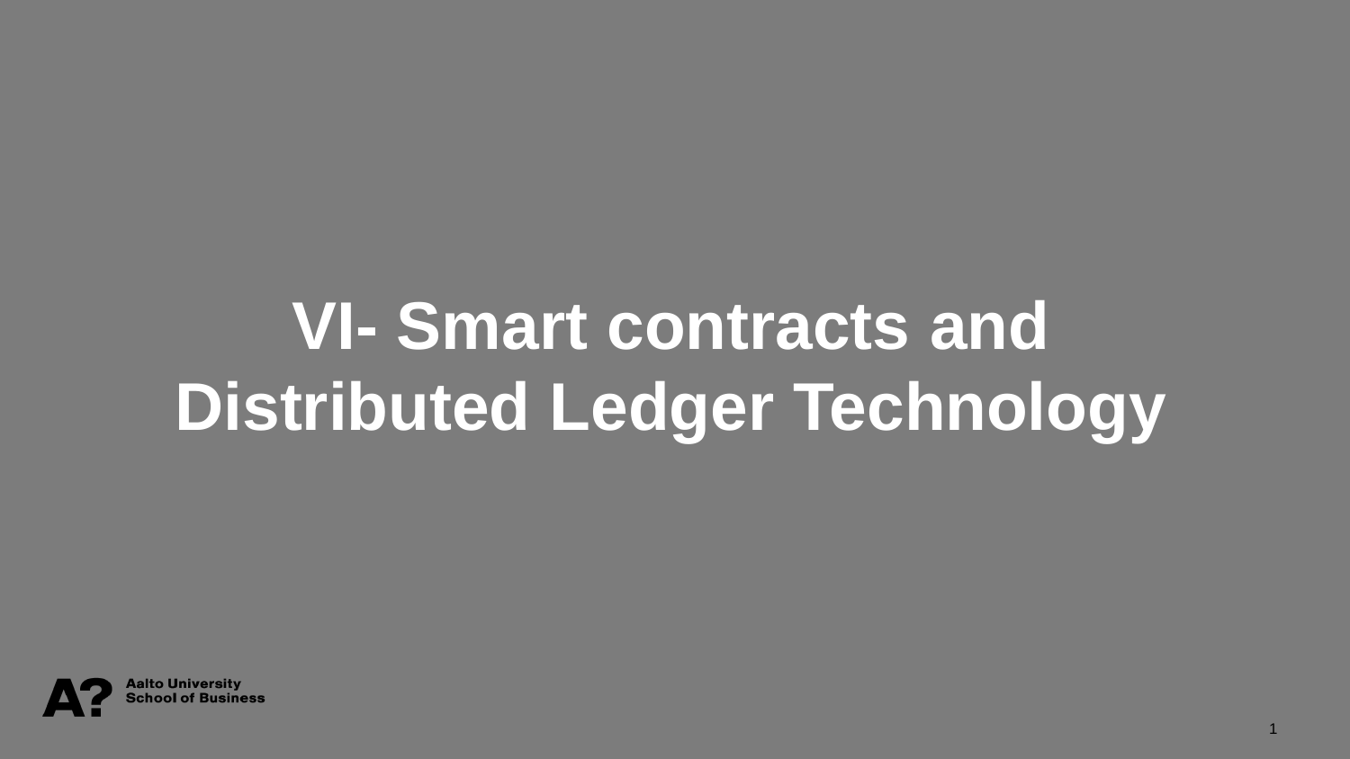# VI- Smart contracts and Distributed Ledger Technology

Aalto University School of Business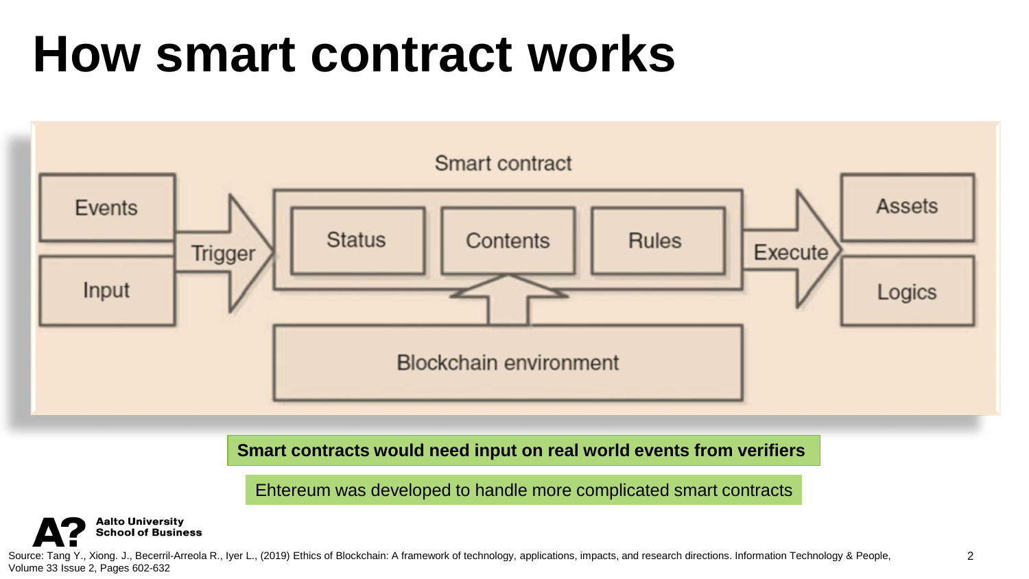# How smart contract works

Smart contract

Events | Input → Trigger → [Status | Contents | Rules] → Execute → Assets | Logics

Blockchain environment

**Smart contracts would need input on real world events from verifiers**

Ehtereum was developed to handle more complicated smart contracts

Source: Tang Y., Xiong. J., Becerril-Arreola R., Iyer L., (2019) Ethics of Blockchain: A framework of technology, applications, impacts, and research directions. Information Technology & People, Volume 33 Issue 2, Pages 602-632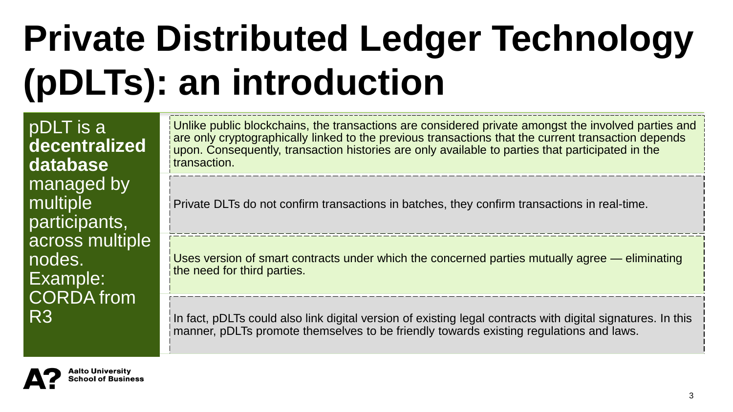# Private Distributed Ledger Technology (pDLTs): an introduction

pDLT is a **decentralized database** managed by multiple participants, across multiple nodes. Example: CORDA from R3

- Unlike public blockchains, the transactions are considered private amongst the involved parties and are only cryptographically linked to the previous transactions that the current transaction depends upon. Consequently, transaction histories are only available to parties that participated in the transaction.
- Private DLTs do not confirm transactions in batches, they confirm transactions in real-time.
- Uses version of smart contracts under which the concerned parties mutually agree — eliminating the need for third parties.
- In fact, pDLTs could also link digital version of existing legal contracts with digital signatures. In this manner, pDLTs promote themselves to be friendly towards existing regulations and laws.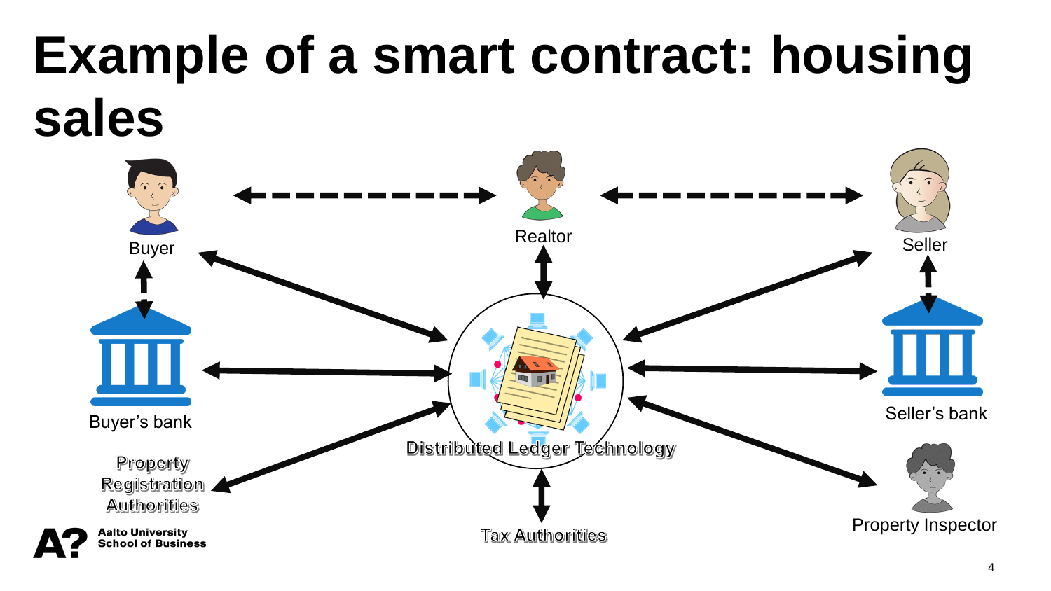# Example of a smart contract: housing sales

Buyer

Realtor

Seller

Buyer's bank

Seller's bank

Distributed Ledger Technology

Property Registration Authorities

Tax Authorities

Property Inspector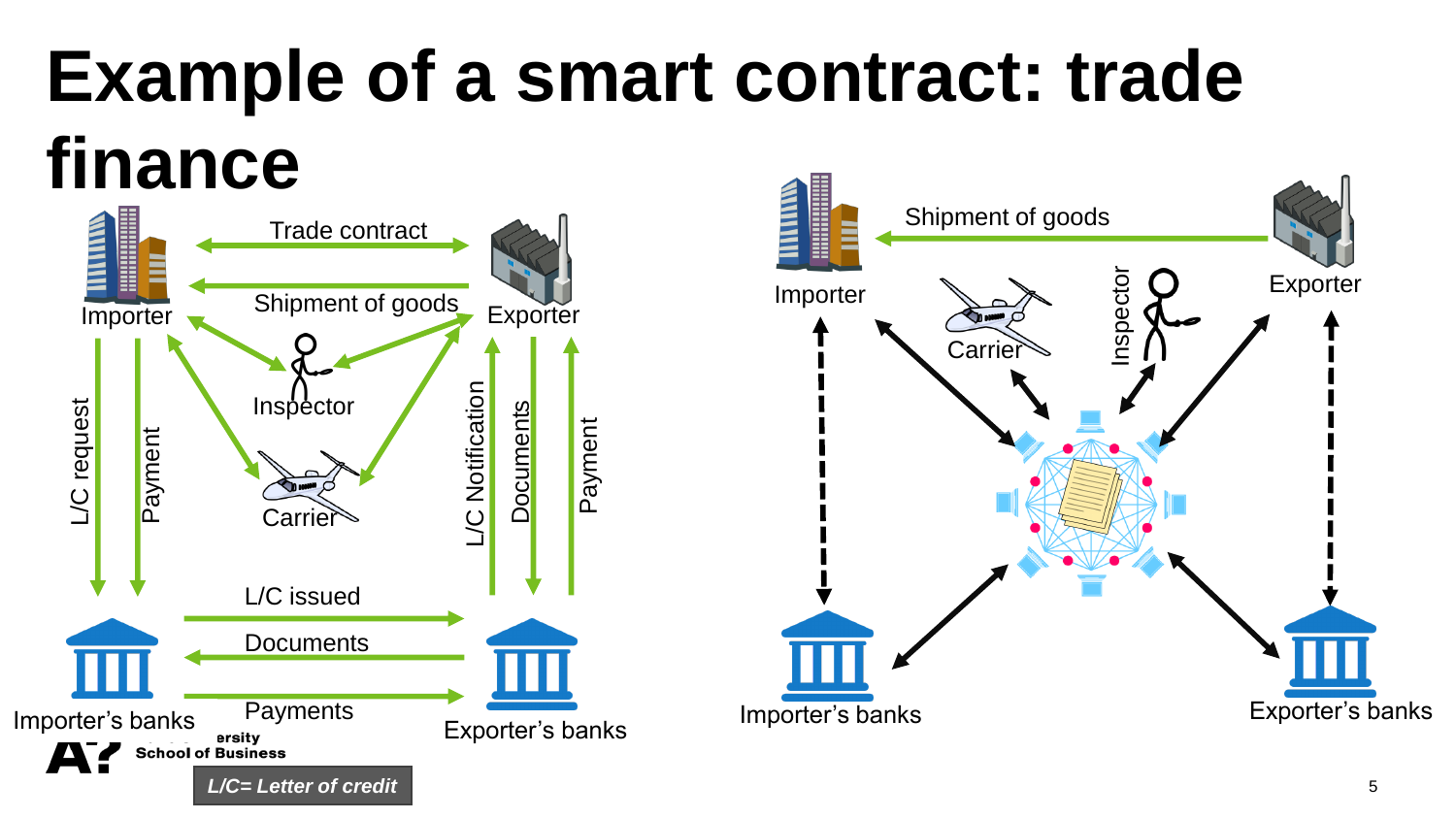# Example of a smart contract: trade finance

Trade contract

Shipment of goods

Importer

Exporter

Inspector

Carrier

L/C request

Payment

L/C Notification

Documents

Payment

L/C issued

Documents

Payments

Importer's banks

Exporter's banks

L/C= Letter of credit

Shipment of goods

Importer

Carrier

Inspector

Exporter

Importer's banks

Exporter's banks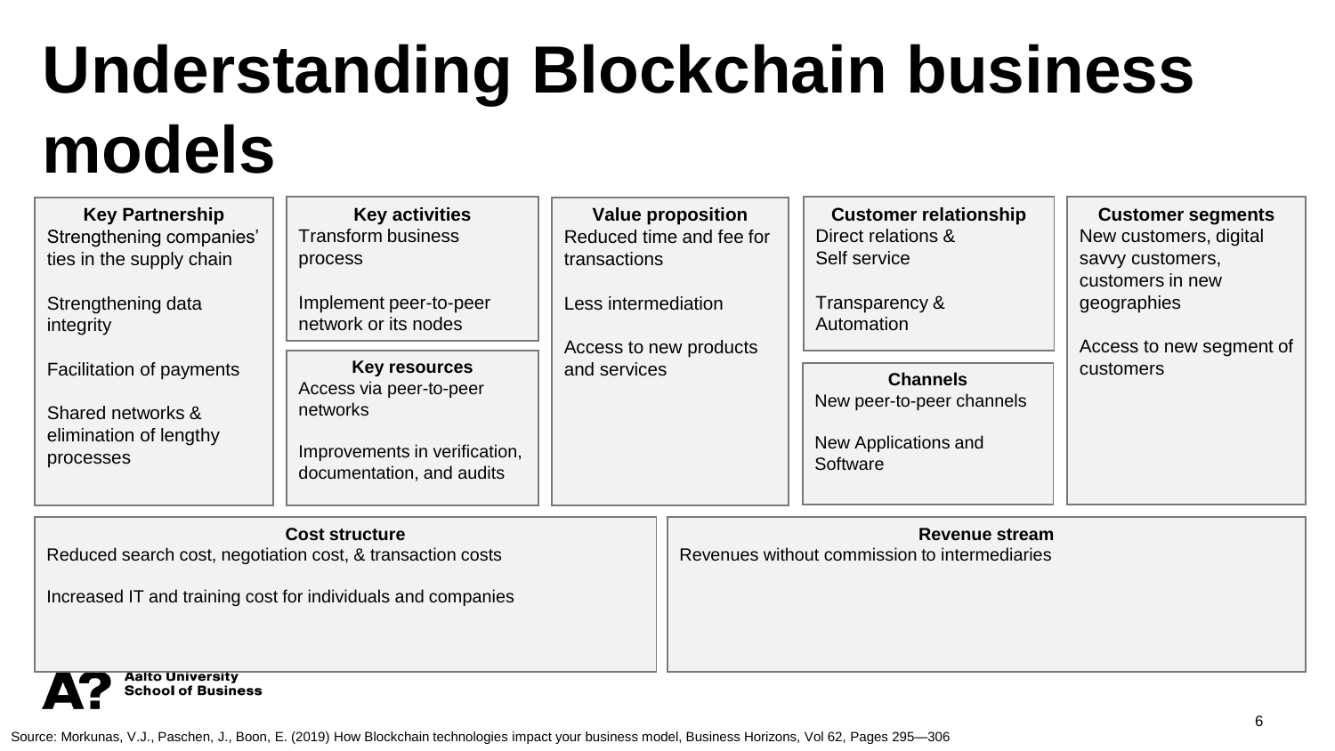# Understanding Blockchain business models

**Key Partnership**

Strengthening companies' ties in the supply chain

Strengthening data integrity

Facilitation of payments

Shared networks & elimination of lengthy processes

**Key activities**

Transform business process

Implement peer-to-peer network or its nodes

**Key resources**

Access via peer-to-peer networks

Improvements in verification, documentation, and audits

**Value proposition**

Reduced time and fee for transactions

Less intermediation

Access to new products and services

**Customer relationship**

Direct relations & Self service

Transparency & Automation

**Channels**

New peer-to-peer channels

New Applications and Software

**Customer segments**

New customers, digital savvy customers, customers in new geographies

Access to new segment of customers

**Cost structure**

Reduced search cost, negotiation cost, & transaction costs

Increased IT and training cost for individuals and companies

**Revenue stream**

Revenues without commission to intermediaries

Aalto University School of Business

Source: Morkunas, V.J., Paschen, J., Boon, E. (2019) How Blockchain technologies impact your business model, Business Horizons, Vol 62, Pages 295—306